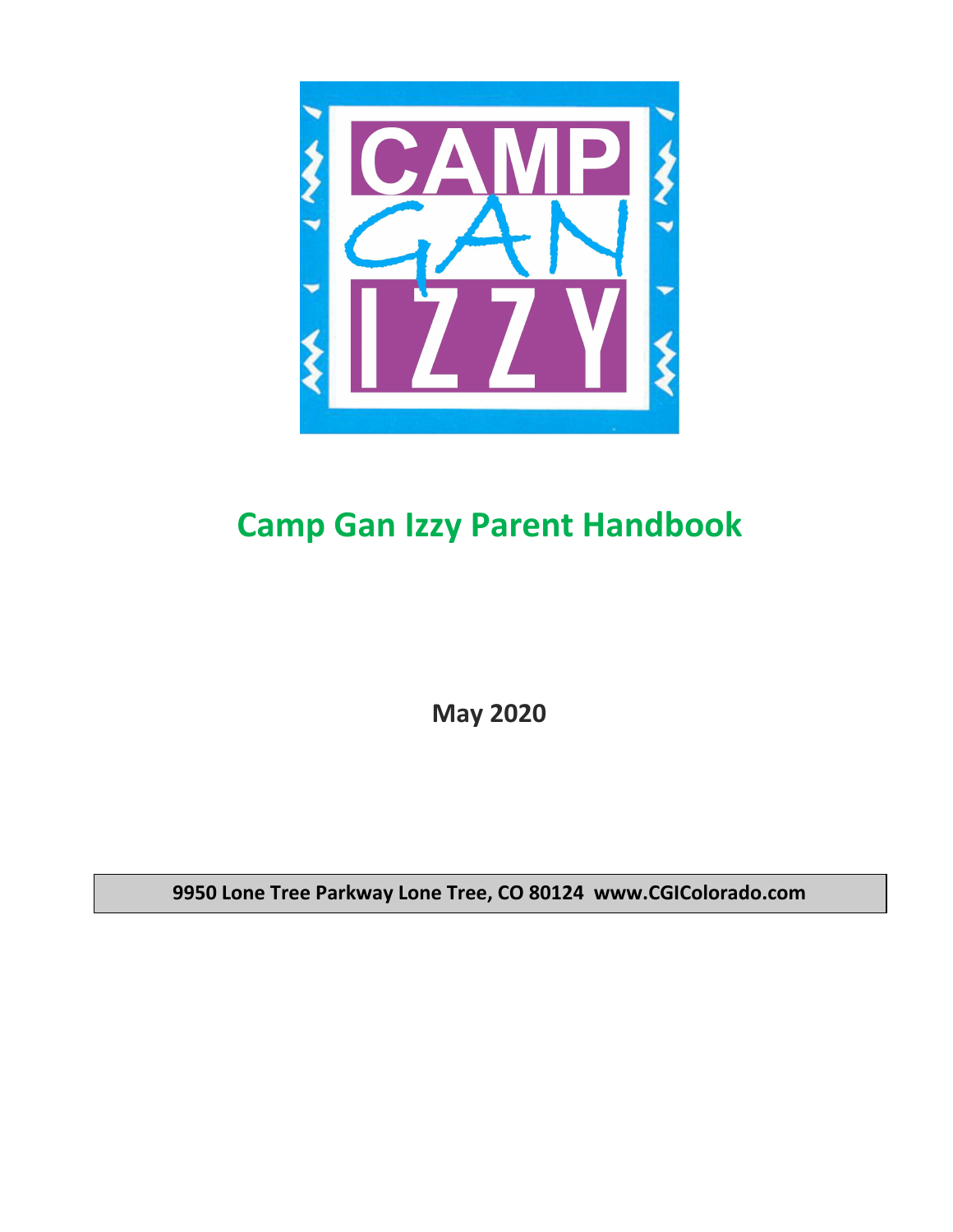CAMP GAN IZZY

# Camp Gan Izzy Parent Handbook

**May 2020**

**9950 Lone Tree Parkway Lone Tree, CO 80124 www.CGIColorado.com**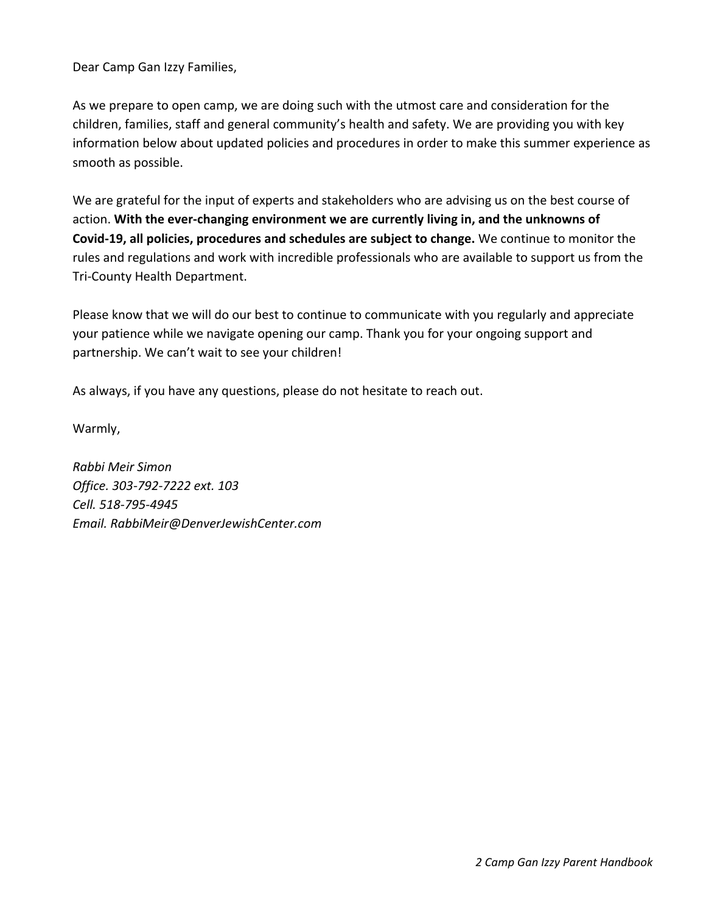Dear Camp Gan Izzy Families,

As we prepare to open camp, we are doing such with the utmost care and consideration for the children, families, staff and general community's health and safety. We are providing you with key information below about updated policies and procedures in order to make this summer experience as smooth as possible.

We are grateful for the input of experts and stakeholders who are advising us on the best course of action. **With the ever-changing environment we are currently living in, and the unknowns of Covid-19, all policies, procedures and schedules are subject to change.** We continue to monitor the rules and regulations and work with incredible professionals who are available to support us from the Tri-County Health Department.

Please know that we will do our best to continue to communicate with you regularly and appreciate your patience while we navigate opening our camp. Thank you for your ongoing support and partnership. We can't wait to see your children!

As always, if you have any questions, please do not hesitate to reach out.

Warmly,

*Rabbi Meir Simon*
*Office. 303-792-7222 ext. 103*
*Cell. 518-795-4945*
*Email. RabbiMeir@DenverJewishCenter.com*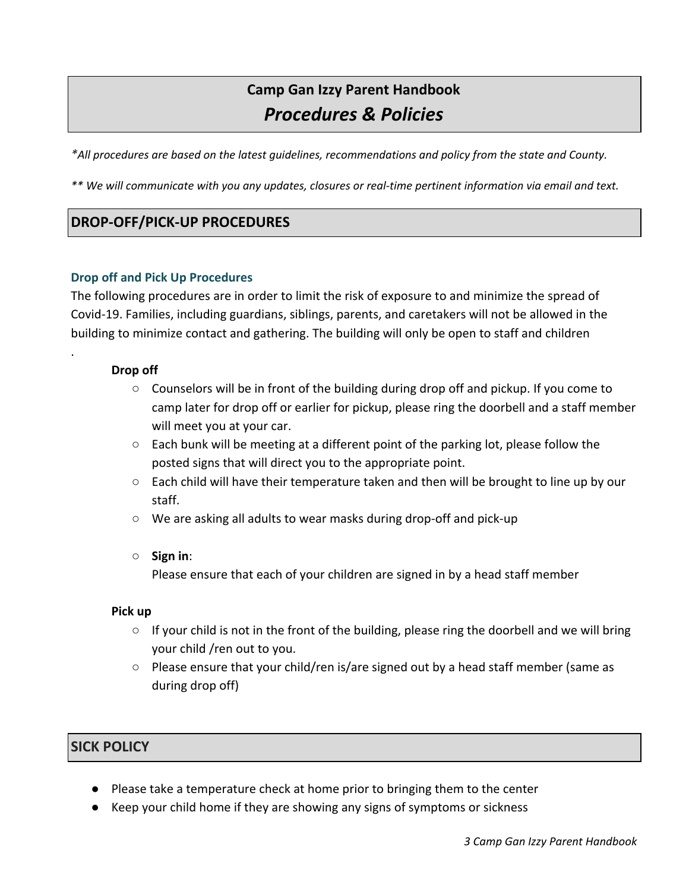# Camp Gan Izzy Parent Handbook
## *Procedures & Policies*

*\*All procedures are based on the latest guidelines, recommendations and policy from the state and County.*

*\*\* We will communicate with you any updates, closures or real-time pertinent information via email and text.*

## DROP-OFF/PICK-UP PROCEDURES

### Drop off and Pick Up Procedures

The following procedures are in order to limit the risk of exposure to and minimize the spread of Covid-19. Families, including guardians, siblings, parents, and caretakers will not be allowed in the building to minimize contact and gathering. The building will only be open to staff and children

.

**Drop off**

- Counselors will be in front of the building during drop off and pickup. If you come to camp later for drop off or earlier for pickup, please ring the doorbell and a staff member will meet you at your car.
- Each bunk will be meeting at a different point of the parking lot, please follow the posted signs that will direct you to the appropriate point.
- Each child will have their temperature taken and then will be brought to line up by our staff.
- We are asking all adults to wear masks during drop-off and pick-up
- **Sign in**:
  Please ensure that each of your children are signed in by a head staff member

**Pick up**

- If your child is not in the front of the building, please ring the doorbell and we will bring your child /ren out to you.
- Please ensure that your child/ren is/are signed out by a head staff member (same as during drop off)

## SICK POLICY

- Please take a temperature check at home prior to bringing them to the center
- Keep your child home if they are showing any signs of symptoms or sickness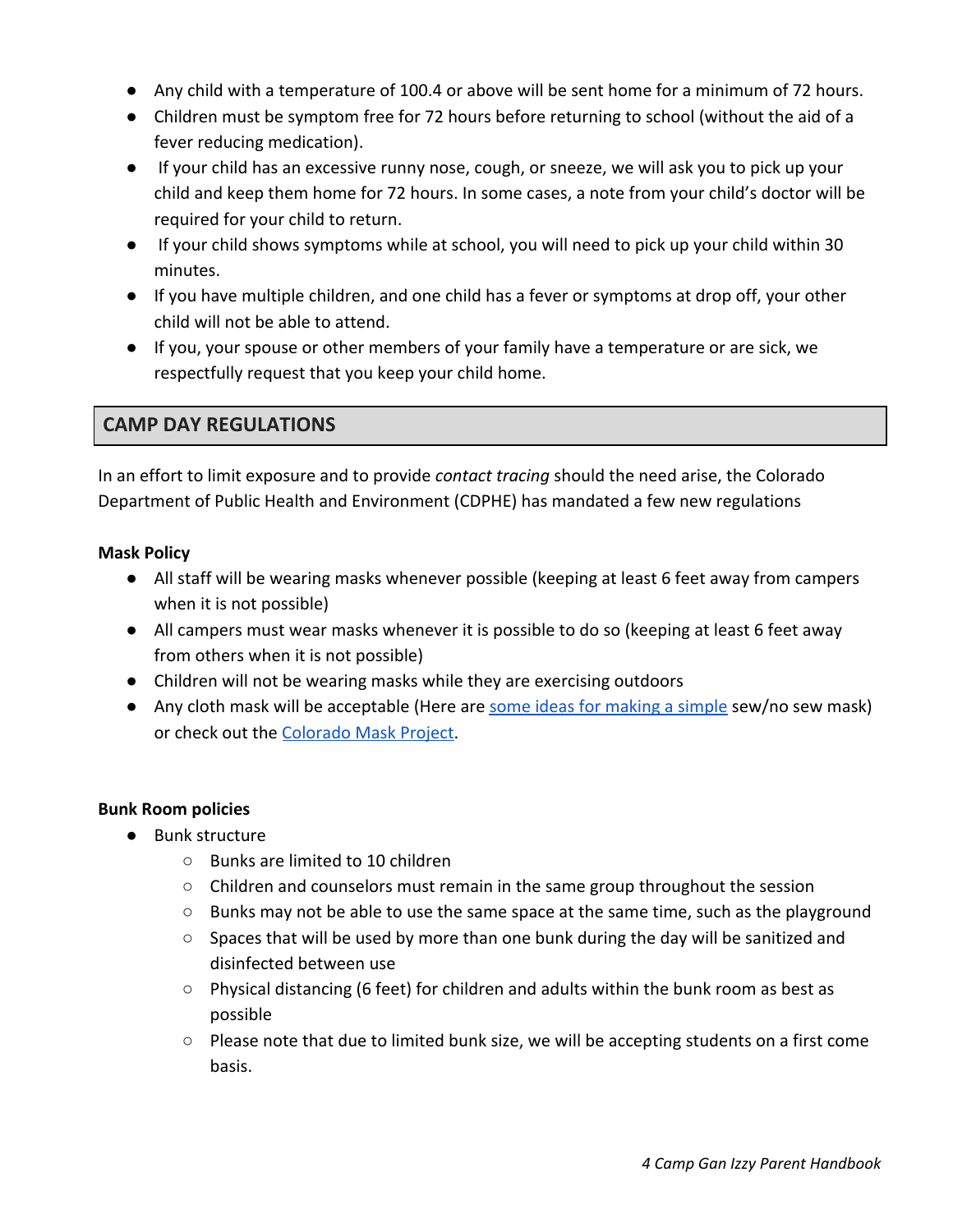- Any child with a temperature of 100.4 or above will be sent home for a minimum of 72 hours.
- Children must be symptom free for 72 hours before returning to school (without the aid of a fever reducing medication).
- If your child has an excessive runny nose, cough, or sneeze, we will ask you to pick up your child and keep them home for 72 hours. In some cases, a note from your child's doctor will be required for your child to return.
- If your child shows symptoms while at school, you will need to pick up your child within 30 minutes.
- If you have multiple children, and one child has a fever or symptoms at drop off, your other child will not be able to attend.
- If you, your spouse or other members of your family have a temperature or are sick, we respectfully request that you keep your child home.

## CAMP DAY REGULATIONS

In an effort to limit exposure and to provide *contact tracing* should the need arise, the Colorado Department of Public Health and Environment (CDPHE) has mandated a few new regulations

**Mask Policy**

- All staff will be wearing masks whenever possible (keeping at least 6 feet away from campers when it is not possible)
- All campers must wear masks whenever it is possible to do so (keeping at least 6 feet away from others when it is not possible)
- Children will not be wearing masks while they are exercising outdoors
- Any cloth mask will be acceptable (Here are some ideas for making a simple sew/no sew mask) or check out the Colorado Mask Project.

**Bunk Room policies**

- Bunk structure
    - Bunks are limited to 10 children
    - Children and counselors must remain in the same group throughout the session
    - Bunks may not be able to use the same space at the same time, such as the playground
    - Spaces that will be used by more than one bunk during the day will be sanitized and disinfected between use
    - Physical distancing (6 feet) for children and adults within the bunk room as best as possible
    - Please note that due to limited bunk size, we will be accepting students on a first come basis.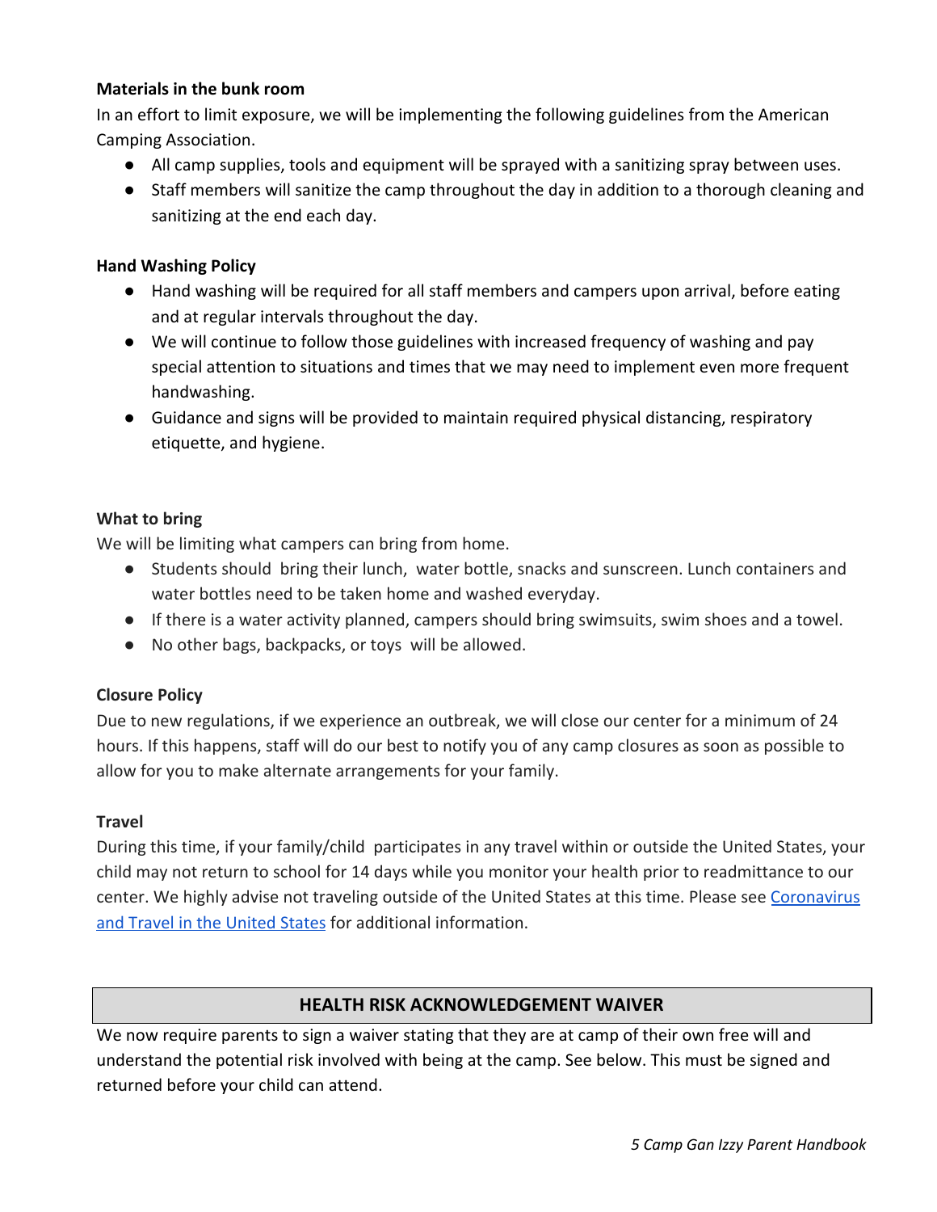**Materials in the bunk room**

In an effort to limit exposure, we will be implementing the following guidelines from the American Camping Association.

- All camp supplies, tools and equipment will be sprayed with a sanitizing spray between uses.
- Staff members will sanitize the camp throughout the day in addition to a thorough cleaning and sanitizing at the end each day.

**Hand Washing Policy**

- Hand washing will be required for all staff members and campers upon arrival, before eating and at regular intervals throughout the day.
- We will continue to follow those guidelines with increased frequency of washing and pay special attention to situations and times that we may need to implement even more frequent handwashing.
- Guidance and signs will be provided to maintain required physical distancing, respiratory etiquette, and hygiene.

**What to bring**

We will be limiting what campers can bring from home.

- Students should bring their lunch, water bottle, snacks and sunscreen. Lunch containers and water bottles need to be taken home and washed everyday.
- If there is a water activity planned, campers should bring swimsuits, swim shoes and a towel.
- No other bags, backpacks, or toys will be allowed.

**Closure Policy**

Due to new regulations, if we experience an outbreak, we will close our center for a minimum of 24 hours. If this happens, staff will do our best to notify you of any camp closures as soon as possible to allow for you to make alternate arrangements for your family.

**Travel**

During this time, if your family/child participates in any travel within or outside the United States, your child may not return to school for 14 days while you monitor your health prior to readmittance to our center. We highly advise not traveling outside of the United States at this time. Please see Coronavirus and Travel in the United States for additional information.

## HEALTH RISK ACKNOWLEDGEMENT WAIVER

We now require parents to sign a waiver stating that they are at camp of their own free will and understand the potential risk involved with being at the camp. See below. This must be signed and returned before your child can attend.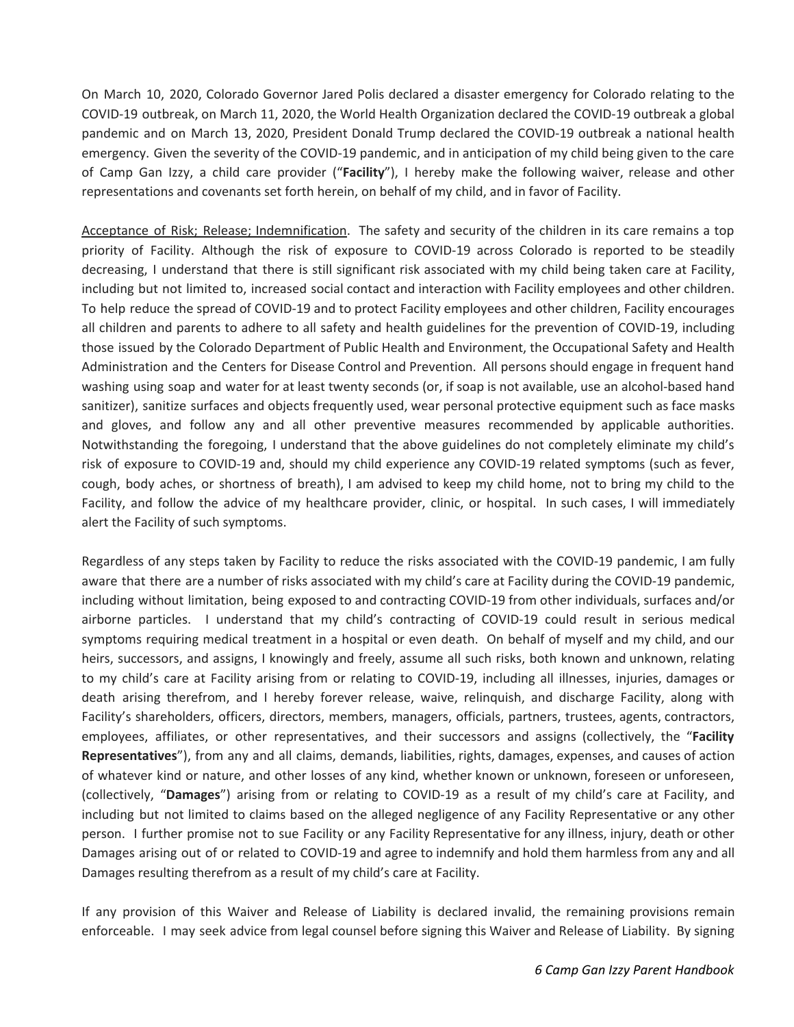On March 10, 2020, Colorado Governor Jared Polis declared a disaster emergency for Colorado relating to the COVID-19 outbreak, on March 11, 2020, the World Health Organization declared the COVID-19 outbreak a global pandemic and on March 13, 2020, President Donald Trump declared the COVID-19 outbreak a national health emergency. Given the severity of the COVID-19 pandemic, and in anticipation of my child being given to the care of Camp Gan Izzy, a child care provider ("**Facility**"), I hereby make the following waiver, release and other representations and covenants set forth herein, on behalf of my child, and in favor of Facility.

<u>Acceptance of Risk; Release; Indemnification</u>. The safety and security of the children in its care remains a top priority of Facility. Although the risk of exposure to COVID-19 across Colorado is reported to be steadily decreasing, I understand that there is still significant risk associated with my child being taken care at Facility, including but not limited to, increased social contact and interaction with Facility employees and other children. To help reduce the spread of COVID-19 and to protect Facility employees and other children, Facility encourages all children and parents to adhere to all safety and health guidelines for the prevention of COVID-19, including those issued by the Colorado Department of Public Health and Environment, the Occupational Safety and Health Administration and the Centers for Disease Control and Prevention. All persons should engage in frequent hand washing using soap and water for at least twenty seconds (or, if soap is not available, use an alcohol-based hand sanitizer), sanitize surfaces and objects frequently used, wear personal protective equipment such as face masks and gloves, and follow any and all other preventive measures recommended by applicable authorities. Notwithstanding the foregoing, I understand that the above guidelines do not completely eliminate my child's risk of exposure to COVID-19 and, should my child experience any COVID-19 related symptoms (such as fever, cough, body aches, or shortness of breath), I am advised to keep my child home, not to bring my child to the Facility, and follow the advice of my healthcare provider, clinic, or hospital. In such cases, I will immediately alert the Facility of such symptoms.

Regardless of any steps taken by Facility to reduce the risks associated with the COVID-19 pandemic, I am fully aware that there are a number of risks associated with my child's care at Facility during the COVID-19 pandemic, including without limitation, being exposed to and contracting COVID-19 from other individuals, surfaces and/or airborne particles. I understand that my child's contracting of COVID-19 could result in serious medical symptoms requiring medical treatment in a hospital or even death. On behalf of myself and my child, and our heirs, successors, and assigns, I knowingly and freely, assume all such risks, both known and unknown, relating to my child's care at Facility arising from or relating to COVID-19, including all illnesses, injuries, damages or death arising therefrom, and I hereby forever release, waive, relinquish, and discharge Facility, along with Facility's shareholders, officers, directors, members, managers, officials, partners, trustees, agents, contractors, employees, affiliates, or other representatives, and their successors and assigns (collectively, the "**Facility Representatives**"), from any and all claims, demands, liabilities, rights, damages, expenses, and causes of action of whatever kind or nature, and other losses of any kind, whether known or unknown, foreseen or unforeseen, (collectively, "**Damages**") arising from or relating to COVID-19 as a result of my child's care at Facility, and including but not limited to claims based on the alleged negligence of any Facility Representative or any other person. I further promise not to sue Facility or any Facility Representative for any illness, injury, death or other Damages arising out of or related to COVID-19 and agree to indemnify and hold them harmless from any and all Damages resulting therefrom as a result of my child's care at Facility.

If any provision of this Waiver and Release of Liability is declared invalid, the remaining provisions remain enforceable. I may seek advice from legal counsel before signing this Waiver and Release of Liability. By signing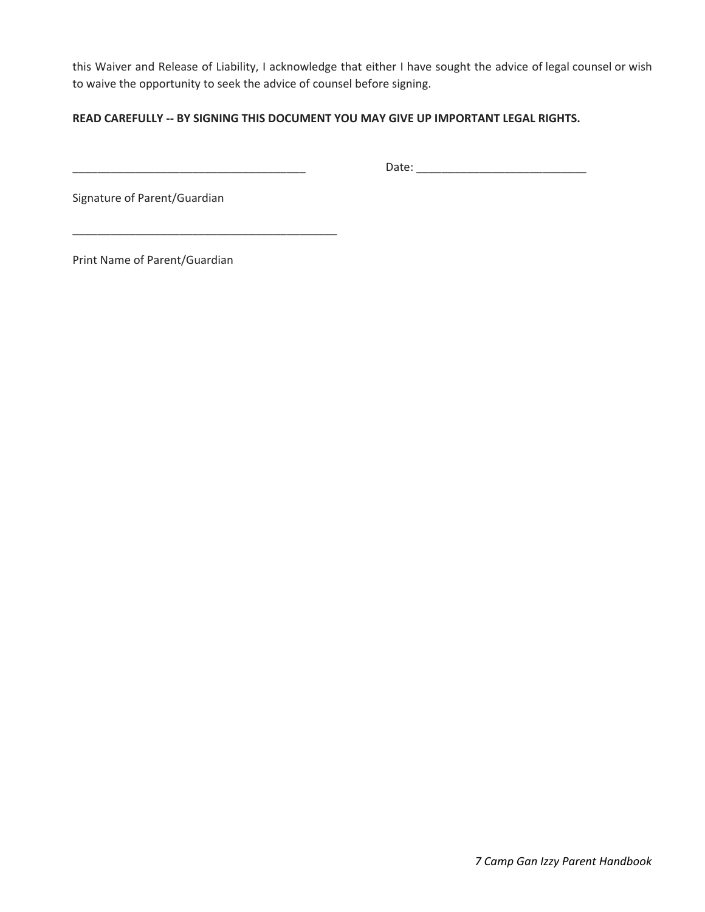this Waiver and Release of Liability, I acknowledge that either I have sought the advice of legal counsel or wish to waive the opportunity to seek the advice of counsel before signing.

**READ CAREFULLY -- BY SIGNING THIS DOCUMENT YOU MAY GIVE UP IMPORTANT LEGAL RIGHTS.**

_____________________________________ Date: ___________________________

Signature of Parent/Guardian

__________________________________________

Print Name of Parent/Guardian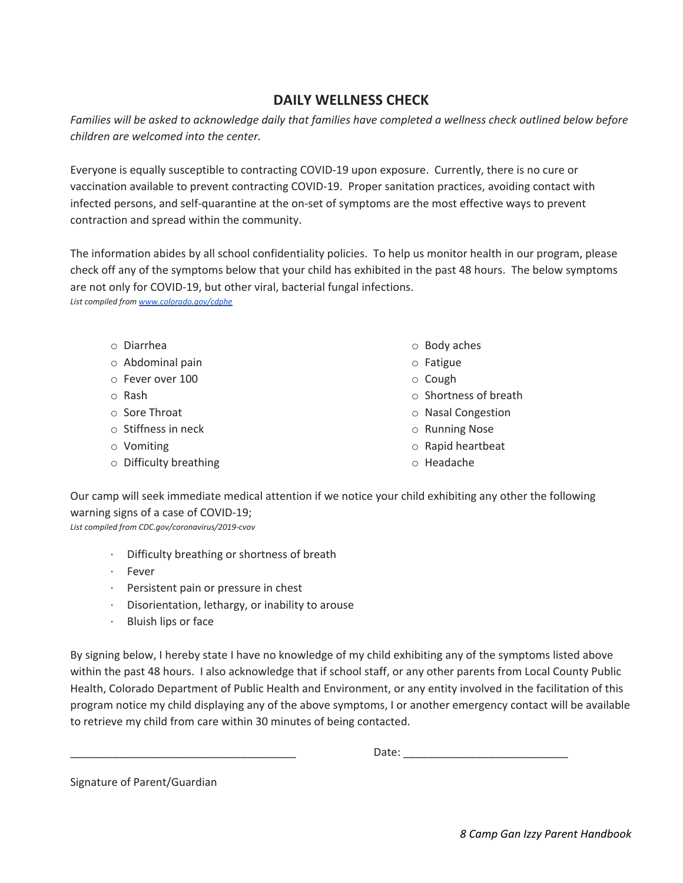## DAILY WELLNESS CHECK

*Families will be asked to acknowledge daily that families have completed a wellness check outlined below before children are welcomed into the center.*

Everyone is equally susceptible to contracting COVID-19 upon exposure. Currently, there is no cure or vaccination available to prevent contracting COVID-19. Proper sanitation practices, avoiding contact with infected persons, and self-quarantine at the on-set of symptoms are the most effective ways to prevent contraction and spread within the community.

The information abides by all school confidentiality policies. To help us monitor health in our program, please check off any of the symptoms below that your child has exhibited in the past 48 hours. The below symptoms are not only for COVID-19, but other viral, bacterial fungal infections.
*List compiled from [www.colorado.gov/cdphe](www.colorado.gov/cdphe)*

- ○ Diarrhea
- ○ Abdominal pain
- ○ Fever over 100
- ○ Rash
- ○ Sore Throat
- ○ Stiffness in neck
- ○ Vomiting
- ○ Difficulty breathing
- ○ Body aches
- ○ Fatigue
- ○ Cough
- ○ Shortness of breath
- ○ Nasal Congestion
- ○ Running Nose
- ○ Rapid heartbeat
- ○ Headache

Our camp will seek immediate medical attention if we notice your child exhibiting any other the following warning signs of a case of COVID-19;
*List compiled from CDC.gov/coronavirus/2019-cvov*

- Difficulty breathing or shortness of breath
- Fever
- Persistent pain or pressure in chest
- Disorientation, lethargy, or inability to arouse
- Bluish lips or face

By signing below, I hereby state I have no knowledge of my child exhibiting any of the symptoms listed above within the past 48 hours. I also acknowledge that if school staff, or any other parents from Local County Public Health, Colorado Department of Public Health and Environment, or any entity involved in the facilitation of this program notice my child displaying any of the above symptoms, I or another emergency contact will be available to retrieve my child from care within 30 minutes of being contacted.

_____________________________________ Date: ___________________________

Signature of Parent/Guardian